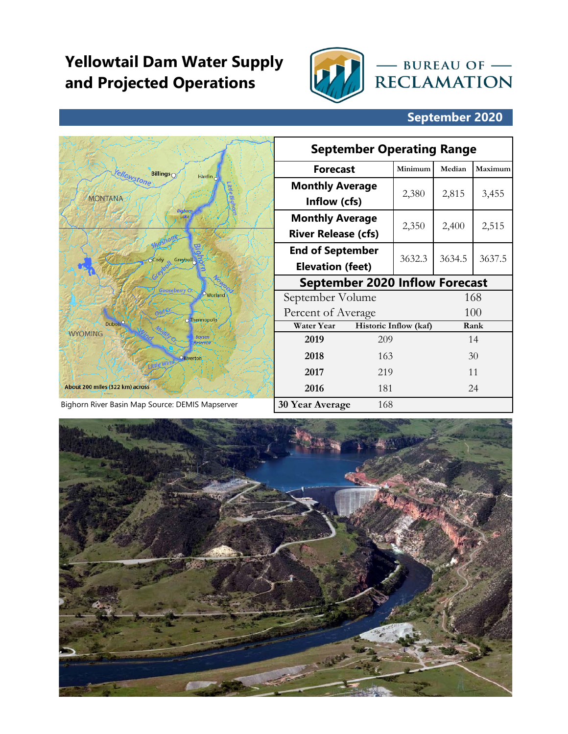# Yellowtail Dam Water Supply and Projected Operations

BUREAU OF RECLAMATION

## September 2020

Bighorn River Basin Map Source: DEMIS Mapserver

| September Operating Range | | | |
|---|---|---|---|
| **Forecast** | Minimum | Median | Maximum |
| **Monthly Average Inflow (cfs)** | 2,380 | 2,815 | 3,455 |
| **Monthly Average River Release (cfs)** | 2,350 | 2,400 | 2,515 |
| **End of September Elevation (feet)** | 3632.3 | 3634.5 | 3637.5 |

| September 2020 Inflow Forecast | | |
|---|---|---|
| September Volume | | 168 |
| Percent of Average | | 100 |
| Water Year | Historic Inflow (kaf) | Rank |
| **2019** | 209 | 14 |
| **2018** | 163 | 30 |
| **2017** | 219 | 11 |
| **2016** | 181 | 24 |
| **30 Year Average** | 168 | |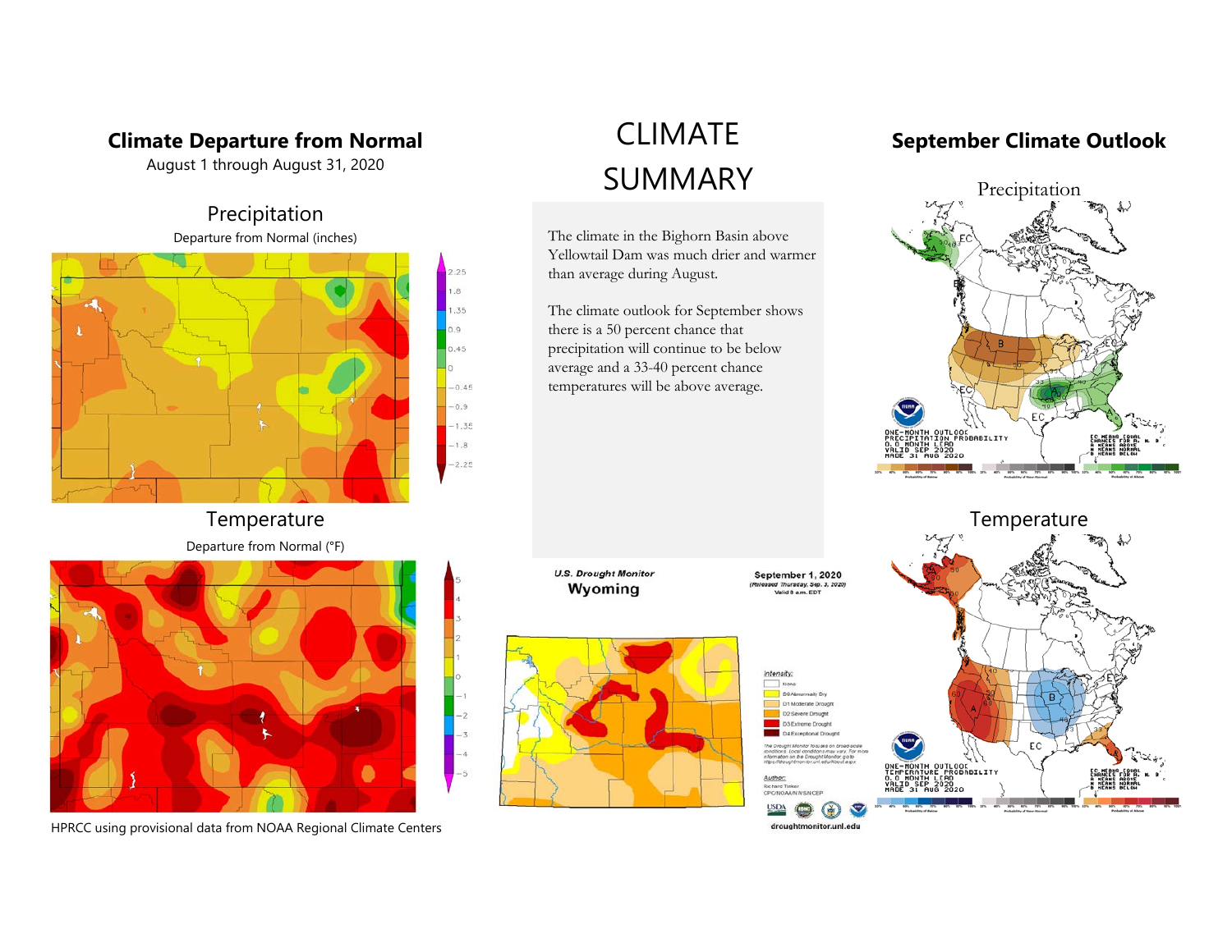## Climate Departure from Normal

August 1 through August 31, 2020

### Precipitation

Departure from Normal (inches)

### Temperature

Departure from Normal (°F)

HPRCC using provisional data from NOAA Regional Climate Centers

# CLIMATE SUMMARY

The climate in the Bighorn Basin above Yellowtail Dam was much drier and warmer than average during August.

The climate outlook for September shows there is a 50 percent chance that precipitation will continue to be below average and a 33-40 percent chance temperatures will be above average.

U.S. Drought Monitor
Wyoming

September 1, 2020
(Released Thursday, Sep. 3, 2020)
Valid 8 a.m. EDT

## September Climate Outlook

### Precipitation

### Temperature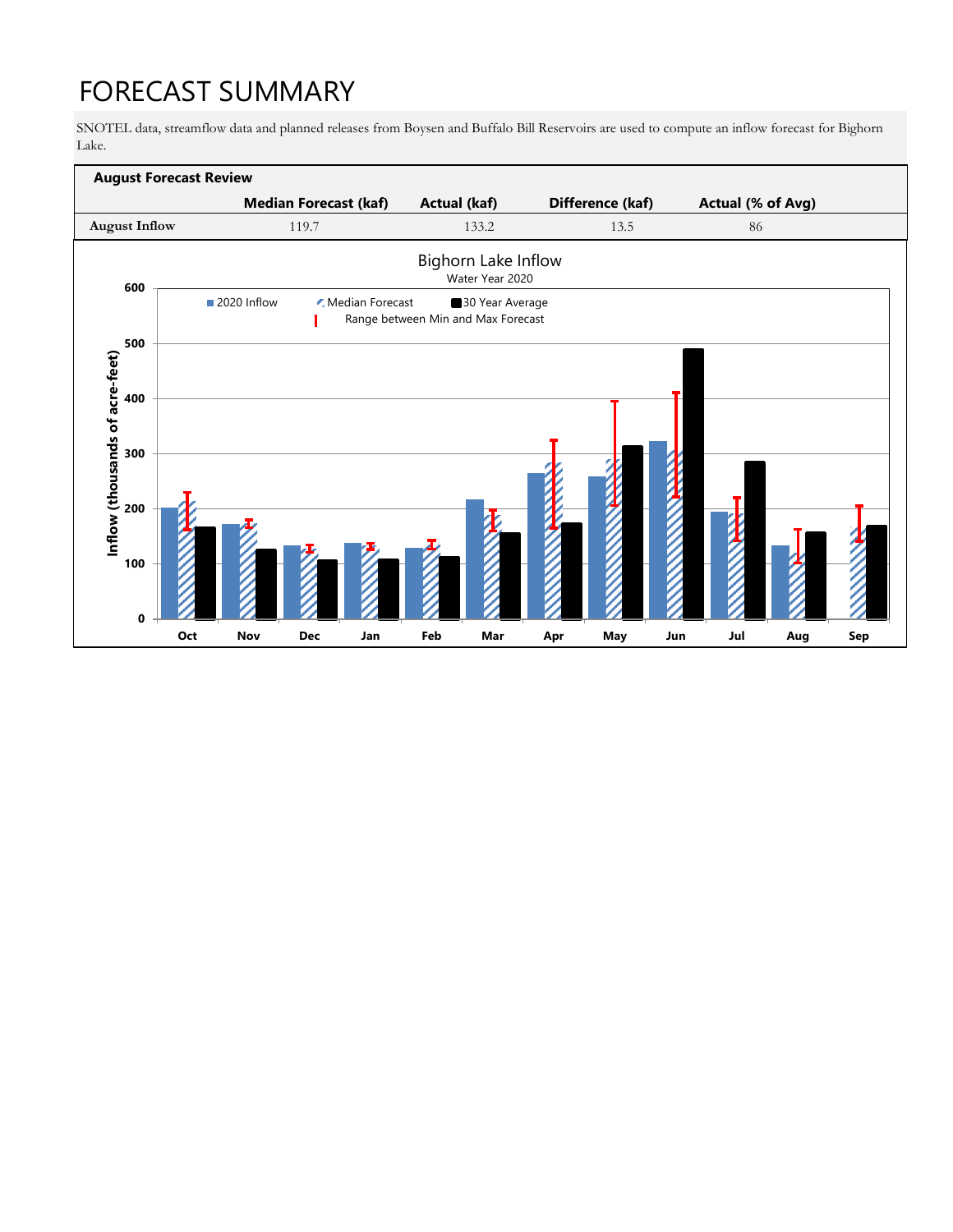# FORECAST SUMMARY

SNOTEL data, streamflow data and planned releases from Boysen and Buffalo Bill Reservoirs are used to compute an inflow forecast for Bighorn Lake.

**August Forecast Review**

| | Median Forecast (kaf) | Actual (kaf) | Difference (kaf) | Actual (% of Avg) |
|---|---|---|---|---|
| August Inflow | 119.7 | 133.2 | 13.5 | 86 |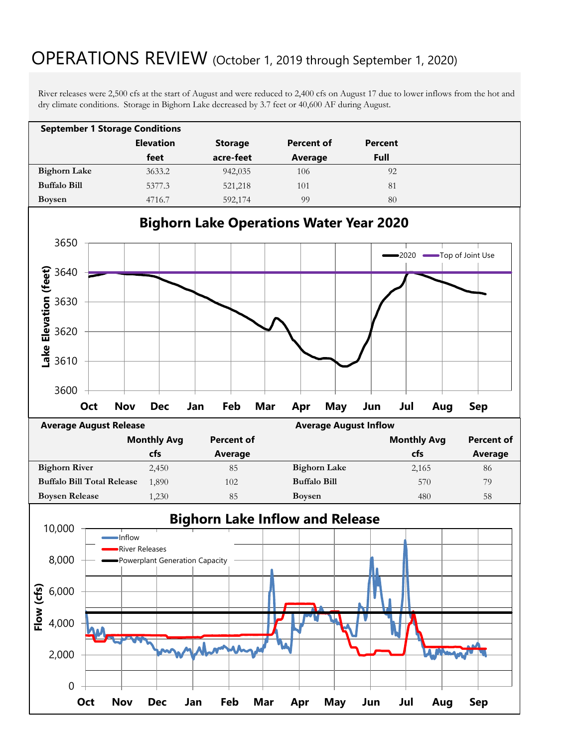# OPERATIONS REVIEW (October 1, 2019 through September 1, 2020)

River releases were 2,500 cfs at the start of August and were reduced to 2,400 cfs on August 17 due to lower inflows from the hot and dry climate conditions. Storage in Bighorn Lake decreased by 3.7 feet or 40,600 AF during August.

**September 1 Storage Conditions**

| | Elevation feet | Storage acre-feet | Percent of Average | Percent Full |
|---|---|---|---|---|
| **Bighorn Lake** | 3633.2 | 942,035 | 106 | 92 |
| **Buffalo Bill** | 5377.3 | 521,218 | 101 | 81 |
| **Boysen** | 4716.7 | 592,174 | 99 | 80 |

**Bighorn Lake Operations Water Year 2020**

**Average August Release**

| | Monthly Avg cfs | Percent of Average |
|---|---|---|
| **Bighorn River** | 2,450 | 85 |
| **Buffalo Bill Total Release** | 1,890 | 102 |
| **Boysen Release** | 1,230 | 85 |

**Average August Inflow**

| | Monthly Avg cfs | Percent of Average |
|---|---|---|
| **Bighorn Lake** | 2,165 | 86 |
| **Buffalo Bill** | 570 | 79 |
| **Boysen** | 480 | 58 |

**Bighorn Lake Inflow and Release**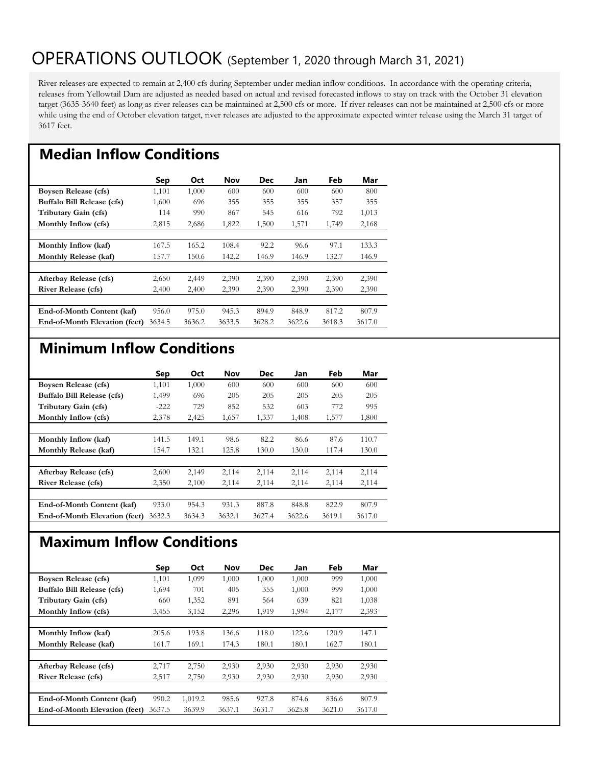# OPERATIONS OUTLOOK (September 1, 2020 through March 31, 2021)

River releases are expected to remain at 2,400 cfs during September under median inflow conditions. In accordance with the operating criteria, releases from Yellowtail Dam are adjusted as needed based on actual and revised forecasted inflows to stay on track with the October 31 elevation target (3635-3640 feet) as long as river releases can be maintained at 2,500 cfs or more. If river releases can not be maintained at 2,500 cfs or more while using the end of October elevation target, river releases are adjusted to the approximate expected winter release using the March 31 target of 3617 feet.

## Median Inflow Conditions

| | Sep | Oct | Nov | Dec | Jan | Feb | Mar |
|---|---|---|---|---|---|---|---|
| **Boysen Release (cfs)** | 1,101 | 1,000 | 600 | 600 | 600 | 600 | 800 |
| **Buffalo Bill Release (cfs)** | 1,600 | 696 | 355 | 355 | 355 | 357 | 355 |
| **Tributary Gain (cfs)** | 114 | 990 | 867 | 545 | 616 | 792 | 1,013 |
| **Monthly Inflow (cfs)** | 2,815 | 2,686 | 1,822 | 1,500 | 1,571 | 1,749 | 2,168 |
| | | | | | | | |
| **Monthly Inflow (kaf)** | 167.5 | 165.2 | 108.4 | 92.2 | 96.6 | 97.1 | 133.3 |
| **Monthly Release (kaf)** | 157.7 | 150.6 | 142.2 | 146.9 | 146.9 | 132.7 | 146.9 |
| | | | | | | | |
| **Afterbay Release (cfs)** | 2,650 | 2,449 | 2,390 | 2,390 | 2,390 | 2,390 | 2,390 |
| **River Release (cfs)** | 2,400 | 2,400 | 2,390 | 2,390 | 2,390 | 2,390 | 2,390 |
| | | | | | | | |
| **End-of-Month Content (kaf)** | 956.0 | 975.0 | 945.3 | 894.9 | 848.9 | 817.2 | 807.9 |
| **End-of-Month Elevation (feet)** | 3634.5 | 3636.2 | 3633.5 | 3628.2 | 3622.6 | 3618.3 | 3617.0 |

## Minimum Inflow Conditions

| | Sep | Oct | Nov | Dec | Jan | Feb | Mar |
|---|---|---|---|---|---|---|---|
| **Boysen Release (cfs)** | 1,101 | 1,000 | 600 | 600 | 600 | 600 | 600 |
| **Buffalo Bill Release (cfs)** | 1,499 | 696 | 205 | 205 | 205 | 205 | 205 |
| **Tributary Gain (cfs)** | -222 | 729 | 852 | 532 | 603 | 772 | 995 |
| **Monthly Inflow (cfs)** | 2,378 | 2,425 | 1,657 | 1,337 | 1,408 | 1,577 | 1,800 |
| | | | | | | | |
| **Monthly Inflow (kaf)** | 141.5 | 149.1 | 98.6 | 82.2 | 86.6 | 87.6 | 110.7 |
| **Monthly Release (kaf)** | 154.7 | 132.1 | 125.8 | 130.0 | 130.0 | 117.4 | 130.0 |
| | | | | | | | |
| **Afterbay Release (cfs)** | 2,600 | 2,149 | 2,114 | 2,114 | 2,114 | 2,114 | 2,114 |
| **River Release (cfs)** | 2,350 | 2,100 | 2,114 | 2,114 | 2,114 | 2,114 | 2,114 |
| | | | | | | | |
| **End-of-Month Content (kaf)** | 933.0 | 954.3 | 931.3 | 887.8 | 848.8 | 822.9 | 807.9 |
| **End-of-Month Elevation (feet)** | 3632.3 | 3634.3 | 3632.1 | 3627.4 | 3622.6 | 3619.1 | 3617.0 |

## Maximum Inflow Conditions

| | Sep | Oct | Nov | Dec | Jan | Feb | Mar |
|---|---|---|---|---|---|---|---|
| **Boysen Release (cfs)** | 1,101 | 1,099 | 1,000 | 1,000 | 1,000 | 999 | 1,000 |
| **Buffalo Bill Release (cfs)** | 1,694 | 701 | 405 | 355 | 1,000 | 999 | 1,000 |
| **Tributary Gain (cfs)** | 660 | 1,352 | 891 | 564 | 639 | 821 | 1,038 |
| **Monthly Inflow (cfs)** | 3,455 | 3,152 | 2,296 | 1,919 | 1,994 | 2,177 | 2,393 |
| | | | | | | | |
| **Monthly Inflow (kaf)** | 205.6 | 193.8 | 136.6 | 118.0 | 122.6 | 120.9 | 147.1 |
| **Monthly Release (kaf)** | 161.7 | 169.1 | 174.3 | 180.1 | 180.1 | 162.7 | 180.1 |
| | | | | | | | |
| **Afterbay Release (cfs)** | 2,717 | 2,750 | 2,930 | 2,930 | 2,930 | 2,930 | 2,930 |
| **River Release (cfs)** | 2,517 | 2,750 | 2,930 | 2,930 | 2,930 | 2,930 | 2,930 |
| | | | | | | | |
| **End-of-Month Content (kaf)** | 990.2 | 1,019.2 | 985.6 | 927.8 | 874.6 | 836.6 | 807.9 |
| **End-of-Month Elevation (feet)** | 3637.5 | 3639.9 | 3637.1 | 3631.7 | 3625.8 | 3621.0 | 3617.0 |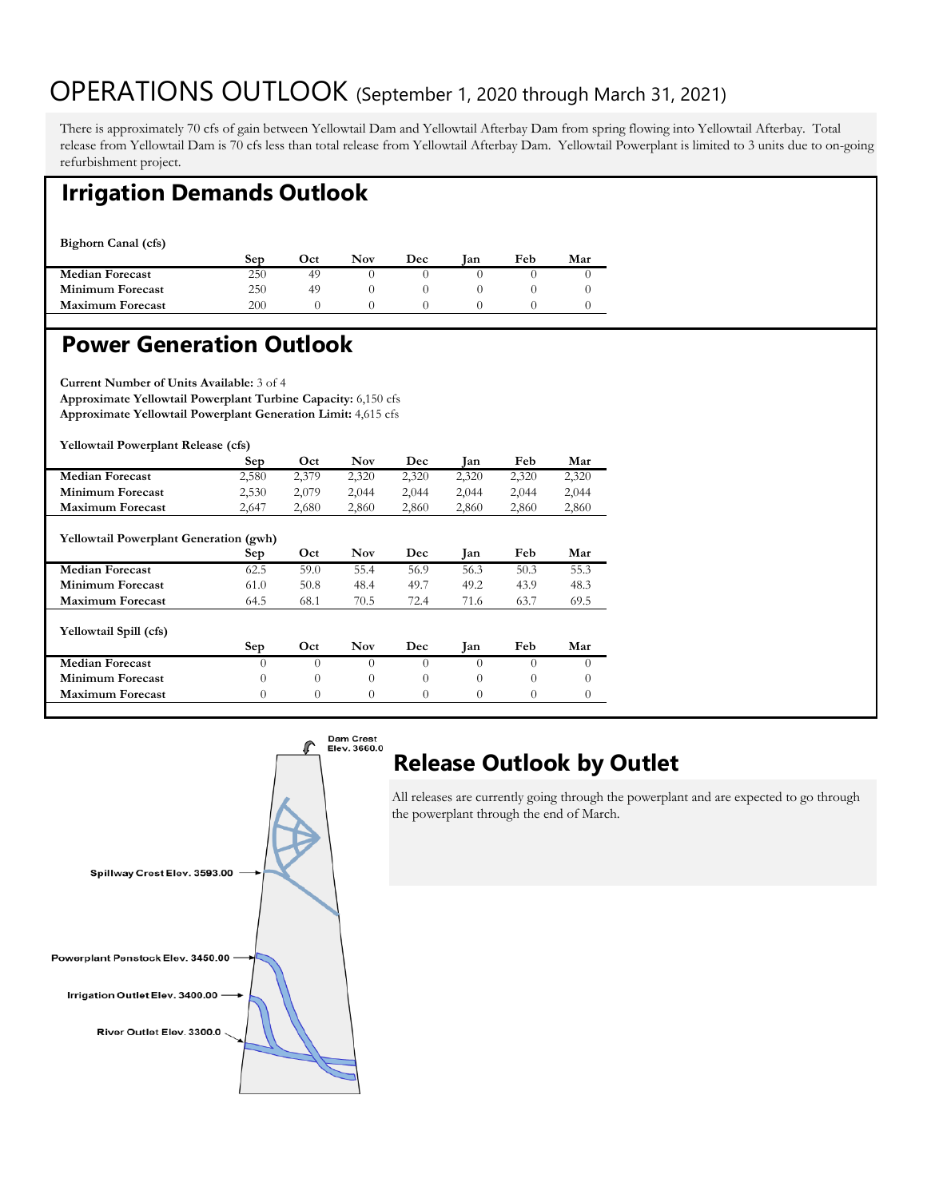# OPERATIONS OUTLOOK (September 1, 2020 through March 31, 2021)

There is approximately 70 cfs of gain between Yellowtail Dam and Yellowtail Afterbay Dam from spring flowing into Yellowtail Afterbay. Total release from Yellowtail Dam is 70 cfs less than total release from Yellowtail Afterbay Dam. Yellowtail Powerplant is limited to 3 units due to on-going refurbishment project.

## Irrigation Demands Outlook

**Bighorn Canal (cfs)**

| | Sep | Oct | Nov | Dec | Jan | Feb | Mar |
|---|---|---|---|---|---|---|---|
| **Median Forecast** | 250 | 49 | 0 | 0 | 0 | 0 | 0 |
| **Minimum Forecast** | 250 | 49 | 0 | 0 | 0 | 0 | 0 |
| **Maximum Forecast** | 200 | 0 | 0 | 0 | 0 | 0 | 0 |

## Power Generation Outlook

**Current Number of Units Available:** 3 of 4
**Approximate Yellowtail Powerplant Turbine Capacity:** 6,150 cfs
**Approximate Yellowtail Powerplant Generation Limit:** 4,615 cfs

**Yellowtail Powerplant Release (cfs)**

| | Sep | Oct | Nov | Dec | Jan | Feb | Mar |
|---|---|---|---|---|---|---|---|
| **Median Forecast** | 2,580 | 2,379 | 2,320 | 2,320 | 2,320 | 2,320 | 2,320 |
| **Minimum Forecast** | 2,530 | 2,079 | 2,044 | 2,044 | 2,044 | 2,044 | 2,044 |
| **Maximum Forecast** | 2,647 | 2,680 | 2,860 | 2,860 | 2,860 | 2,860 | 2,860 |

**Yellowtail Powerplant Generation (gwh)**

| | Sep | Oct | Nov | Dec | Jan | Feb | Mar |
|---|---|---|---|---|---|---|---|
| **Median Forecast** | 62.5 | 59.0 | 55.4 | 56.9 | 56.3 | 50.3 | 55.3 |
| **Minimum Forecast** | 61.0 | 50.8 | 48.4 | 49.7 | 49.2 | 43.9 | 48.3 |
| **Maximum Forecast** | 64.5 | 68.1 | 70.5 | 72.4 | 71.6 | 63.7 | 69.5 |

**Yellowtail Spill (cfs)**

| | Sep | Oct | Nov | Dec | Jan | Feb | Mar |
|---|---|---|---|---|---|---|---|
| **Median Forecast** | 0 | 0 | 0 | 0 | 0 | 0 | 0 |
| **Minimum Forecast** | 0 | 0 | 0 | 0 | 0 | 0 | 0 |
| **Maximum Forecast** | 0 | 0 | 0 | 0 | 0 | 0 | 0 |

Dam Crest Elev. 3660.0
Spillway Crest Elev. 3593.00
Powerplant Penstock Elev. 3450.00
Irrigation Outlet Elev. 3400.00
River Outlet Elev. 3300.0

## Release Outlook by Outlet

All releases are currently going through the powerplant and are expected to go through the powerplant through the end of March.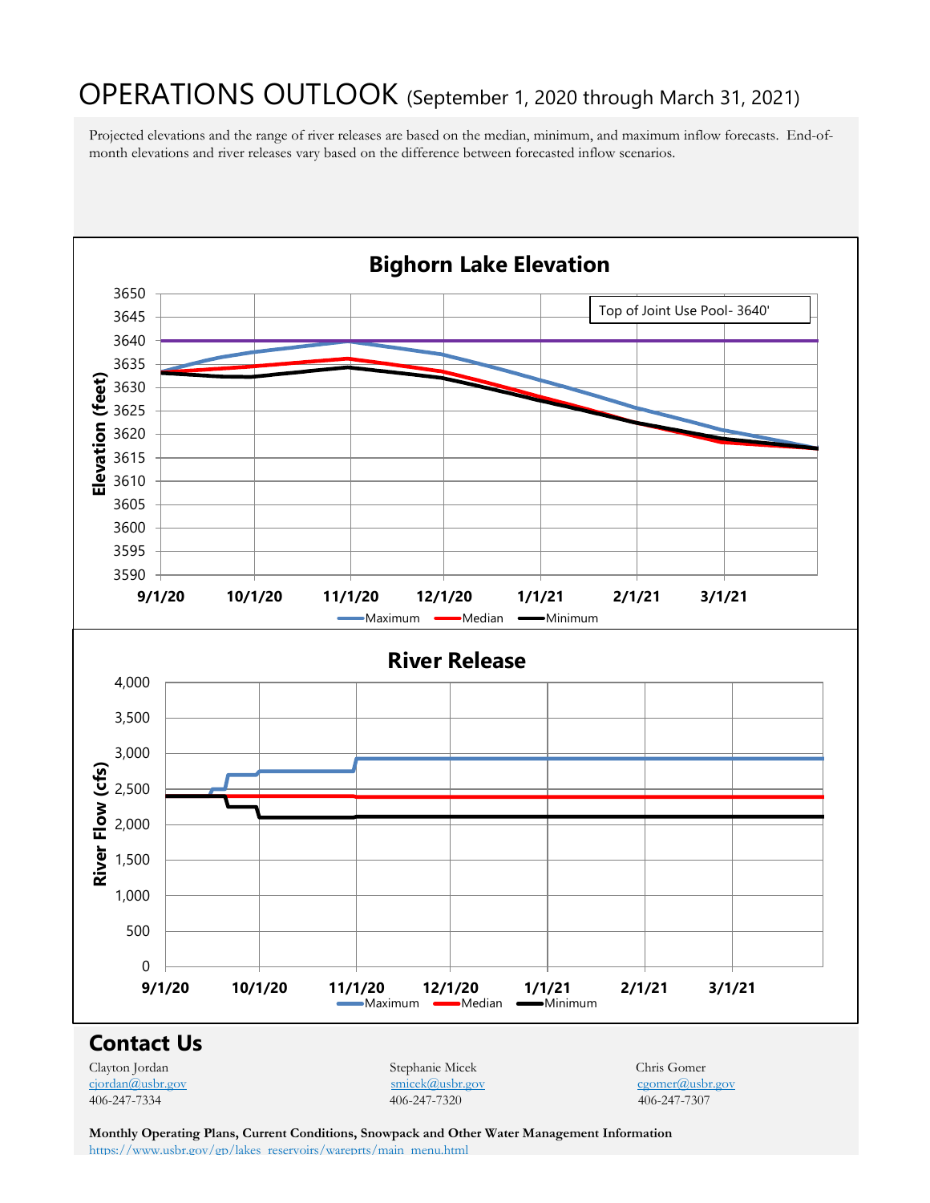# OPERATIONS OUTLOOK (September 1, 2020 through March 31, 2021)

Projected elevations and the range of river releases are based on the median, minimum, and maximum inflow forecasts. End-of-month elevations and river releases vary based on the difference between forecasted inflow scenarios.

**Bighorn Lake Elevation**

Top of Joint Use Pool- 3640'

Elevation (feet)

3650
3645
3640
3635
3630
3625
3620
3615
3610
3605
3600
3595
3590

9/1/20 10/1/20 11/1/20 12/1/20 1/1/21 2/1/21 3/1/21

Maximum Median Minimum

**River Release**

River Flow (cfs)

4,000
3,500
3,000
2,500
2,000
1,500
1,000
500
0

9/1/20 10/1/20 11/1/20 12/1/20 1/1/21 2/1/21 3/1/21

Maximum Median Minimum

## Contact Us

Clayton Jordan
cjordan@usbr.gov
406-247-7334

Stephanie Micek
smicek@usbr.gov
406-247-7320

Chris Gomer
cgomer@usbr.gov
406-247-7307

**Monthly Operating Plans, Current Conditions, Snowpack and Other Water Management Information**
https://www.usbr.gov/gp/lakes_reservoirs/wareprts/main_menu.html